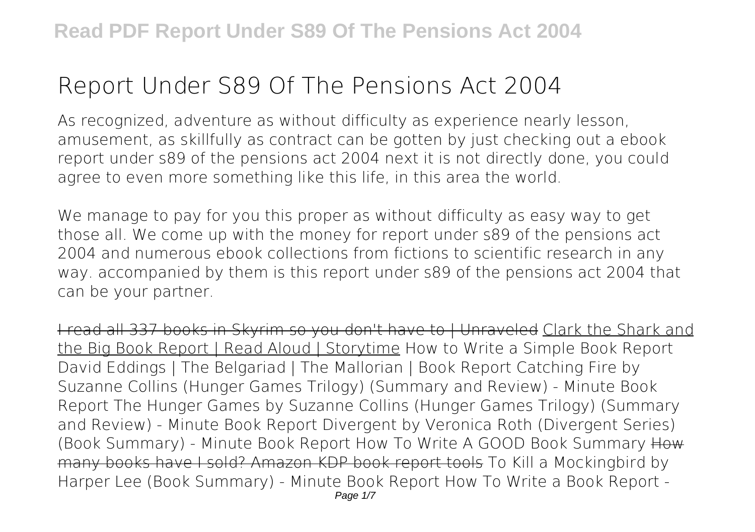# Report Under S89 Of The Pensions Act 2004

As recognized, adventure as without difficulty as experience nearly lesson, amusement, as skillfully as contract can be gotten by just checking out a ebook **report under s89 of the pensions act 2004** next it is not directly done, you could agree to even more something like this life, in this area the world.

We manage to pay for you this proper as without difficulty as easy way to get those all. We come up with the money for report under s89 of the pensions act 2004 and numerous ebook collections from fictions to scientific research in any way. accompanied by them is this report under s89 of the pensions act 2004 that can be your partner.

I read all 337 books in Skyrim so you don't have to | Unraveled Clark the Shark and the Big Book Report | Read Aloud | Storytime How to Write a Simple Book Report David Eddings | The Belgariad | The Mallorian | Book Report Catching Fire by Suzanne Collins (Hunger Games Trilogy) (Summary and Review) - Minute Book Report The Hunger Games by Suzanne Collins (Hunger Games Trilogy) (Summary and Review) - Minute Book Report Divergent by Veronica Roth (Divergent Series) (Book Summary) - Minute Book Report How To Write A GOOD Book Summary How many books have I sold? Amazon KDP book report tools To Kill a Mockingbird by Harper Lee (Book Summary) - Minute Book Report How To Write a Book Report -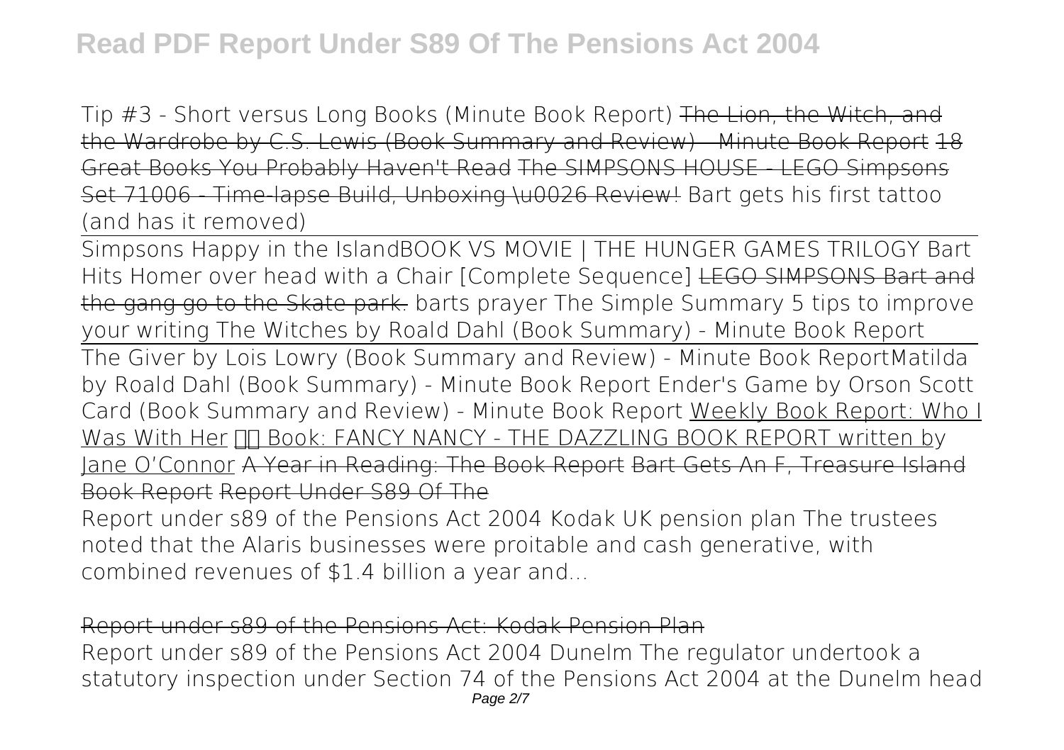Tip #3 - Short versus Long Books (Minute Book Report) ~~The Lion, the Witch, and the Wardrobe by C.S. Lewis (Book Summary and Review) - Minute Book Report~~ ~~18 Great Books You Probably Haven't Read~~ ~~The SIMPSONS HOUSE - LEGO Simpsons Set 71006 - Time-lapse Build, Unboxing \u0026 Review!~~ Bart gets his first tattoo (and has it removed)

Simpsons Happy in the Island BOOK VS MOVIE | THE HUNGER GAMES TRILOGY Bart Hits Homer over head with a Chair [Complete Sequence] ~~LEGO SIMPSONS Bart and the gang go to the Skate park.~~ barts prayer The Simple Summary 5 tips to improve your writing The Witches by Roald Dahl (Book Summary) - Minute Book Report

The Giver by Lois Lowry (Book Summary and Review) - Minute Book Report Matilda by Roald Dahl (Book Summary) - Minute Book Report Ender's Game by Orson Scott Card (Book Summary and Review) - Minute Book Report Weekly Book Report: Who I Was With Her Book: FANCY NANCY - THE DAZZLING BOOK REPORT written by Jane O'Connor ~~A Year in Reading: The Book Report~~ ~~Bart Gets An F, Treasure Island Book Report~~ ~~Report Under S89 Of The~~

Report under s89 of the Pensions Act 2004 Kodak UK pension plan The trustees noted that the Alaris businesses were proitable and cash generative, with combined revenues of $1.4 billion a year and...

~~Report under s89 of the Pensions Act: Kodak Pension Plan~~

Report under s89 of the Pensions Act 2004 Dunelm The regulator undertook a statutory inspection under Section 74 of the Pensions Act 2004 at the Dunelm head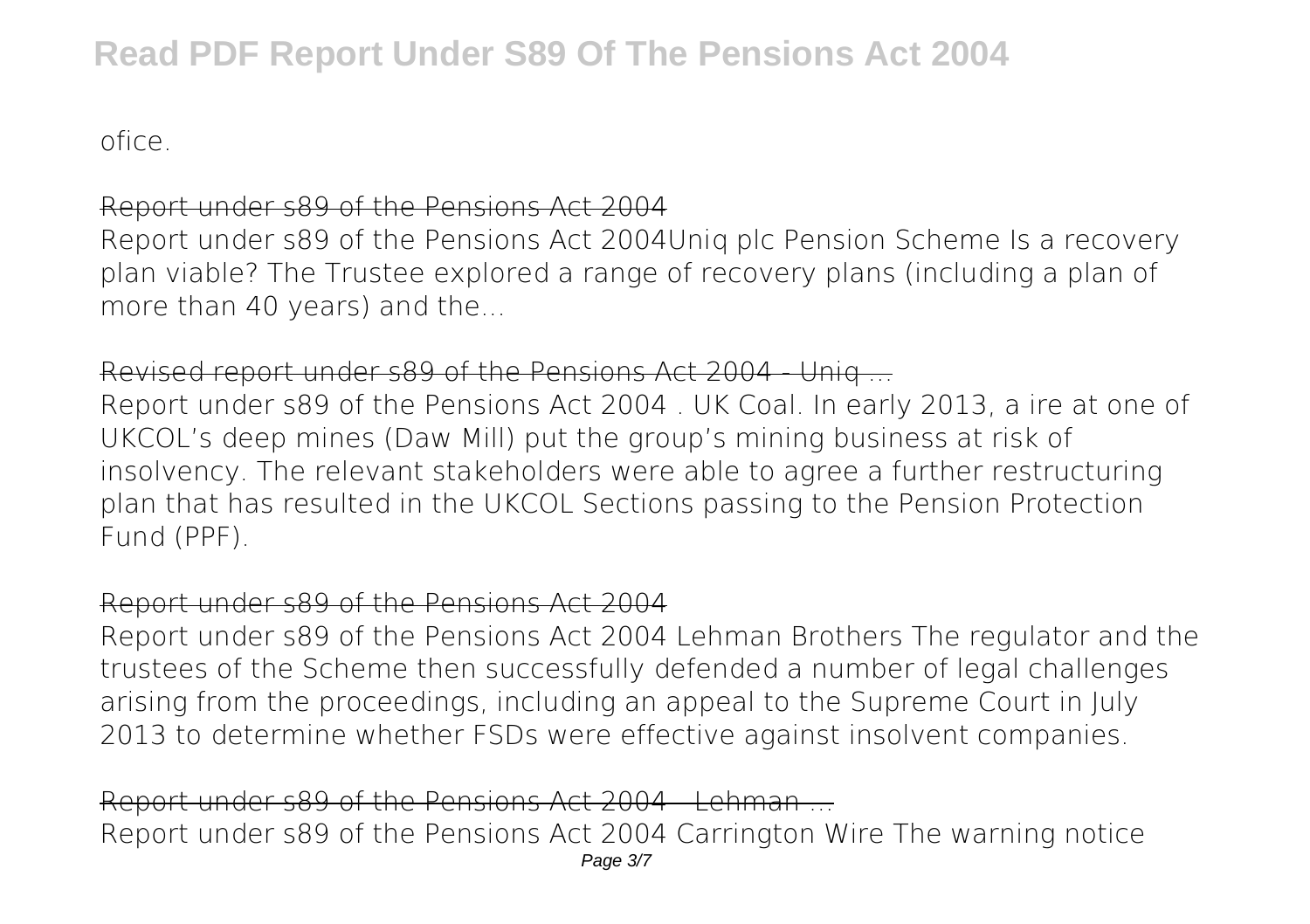ofice.

## Report under s89 of the Pensions Act 2004

Report under s89 of the Pensions Act 2004Uniq plc Pension Scheme Is a recovery plan viable? The Trustee explored a range of recovery plans (including a plan of more than 40 years) and the...

## Revised report under s89 of the Pensions Act 2004 - Uniq ...

Report under s89 of the Pensions Act 2004 . UK Coal. In early 2013, a ire at one of UKCOL's deep mines (Daw Mill) put the group's mining business at risk of insolvency. The relevant stakeholders were able to agree a further restructuring plan that has resulted in the UKCOL Sections passing to the Pension Protection Fund (PPF).

## Report under s89 of the Pensions Act 2004

Report under s89 of the Pensions Act 2004 Lehman Brothers The regulator and the trustees of the Scheme then successfully defended a number of legal challenges arising from the proceedings, including an appeal to the Supreme Court in July 2013 to determine whether FSDs were effective against insolvent companies.

## Report under s89 of the Pensions Act 2004 - Lehman ...

Report under s89 of the Pensions Act 2004 Carrington Wire The warning notice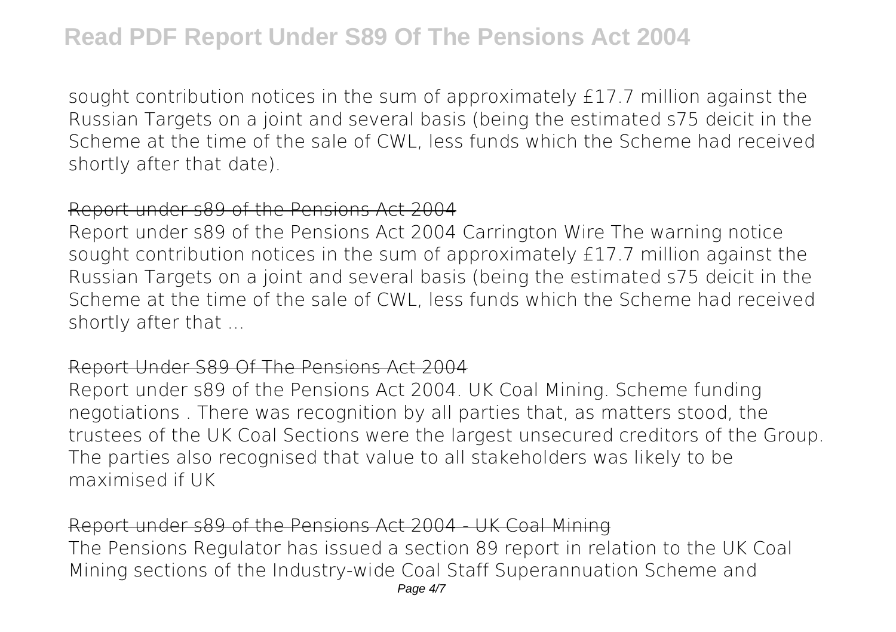sought contribution notices in the sum of approximately £17.7 million against the Russian Targets on a joint and several basis (being the estimated s75 deicit in the Scheme at the time of the sale of CWL, less funds which the Scheme had received shortly after that date).

## Report under s89 of the Pensions Act 2004

Report under s89 of the Pensions Act 2004 Carrington Wire The warning notice sought contribution notices in the sum of approximately £17.7 million against the Russian Targets on a joint and several basis (being the estimated s75 deicit in the Scheme at the time of the sale of CWL, less funds which the Scheme had received shortly after that ...

## Report Under S89 Of The Pensions Act 2004

Report under s89 of the Pensions Act 2004. UK Coal Mining. Scheme funding negotiations . There was recognition by all parties that, as matters stood, the trustees of the UK Coal Sections were the largest unsecured creditors of the Group. The parties also recognised that value to all stakeholders was likely to be maximised if UK

## Report under s89 of the Pensions Act 2004 - UK Coal Mining

The Pensions Regulator has issued a section 89 report in relation to the UK Coal Mining sections of the Industry-wide Coal Staff Superannuation Scheme and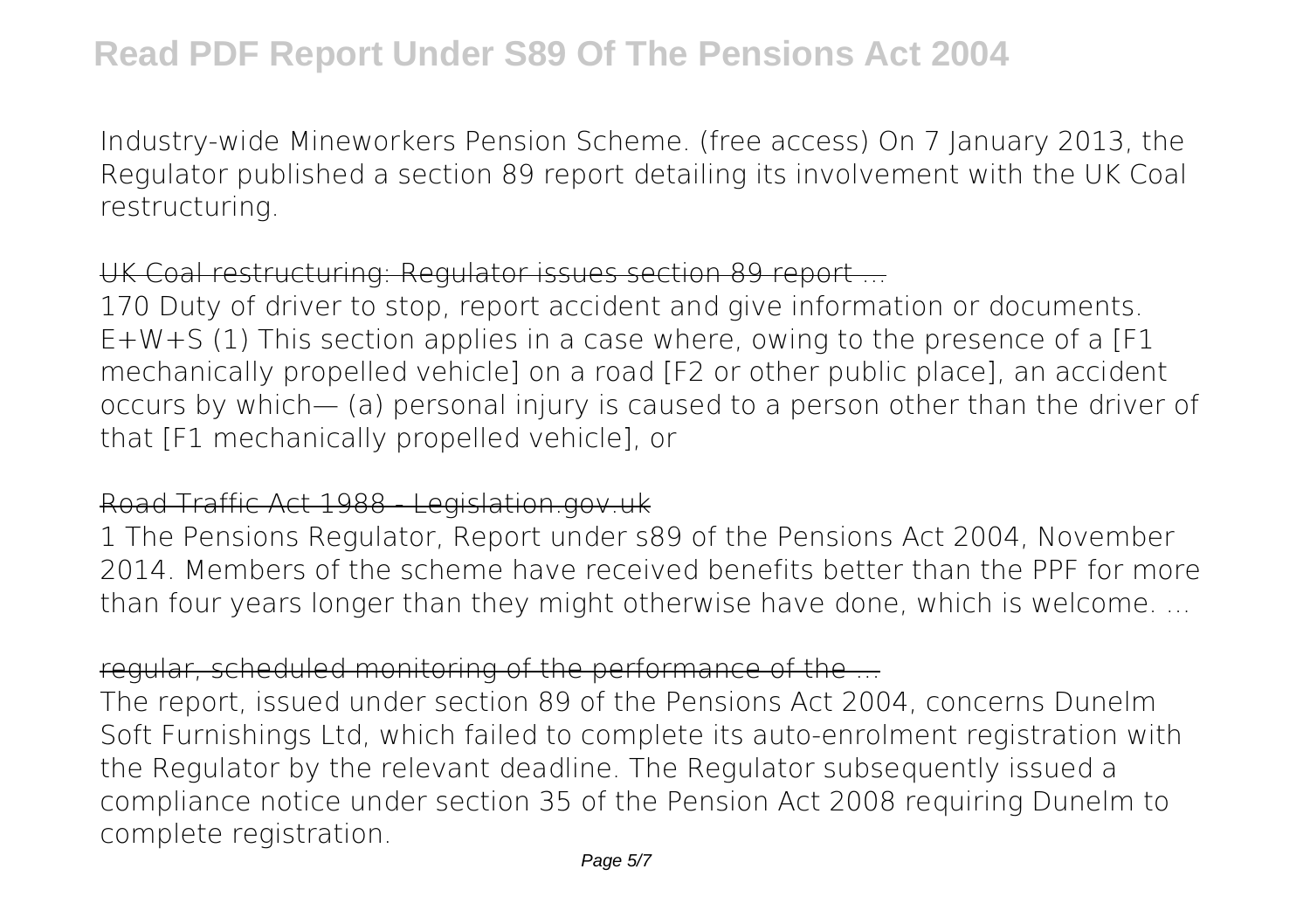Industry-wide Mineworkers Pension Scheme. (free access) On 7 January 2013, the Regulator published a section 89 report detailing its involvement with the UK Coal restructuring.

## UK Coal restructuring: Regulator issues section 89 report ...

170 Duty of driver to stop, report accident and give information or documents. E+W+S (1) This section applies in a case where, owing to the presence of a [F1 mechanically propelled vehicle] on a road [F2 or other public place], an accident occurs by which— (a) personal injury is caused to a person other than the driver of that [F1 mechanically propelled vehicle], or

## Road Traffic Act 1988 - Legislation.gov.uk

1 The Pensions Regulator, Report under s89 of the Pensions Act 2004, November 2014. Members of the scheme have received benefits better than the PPF for more than four years longer than they might otherwise have done, which is welcome. ...

## regular, scheduled monitoring of the performance of the ...

The report, issued under section 89 of the Pensions Act 2004, concerns Dunelm Soft Furnishings Ltd, which failed to complete its auto-enrolment registration with the Regulator by the relevant deadline. The Regulator subsequently issued a compliance notice under section 35 of the Pension Act 2008 requiring Dunelm to complete registration.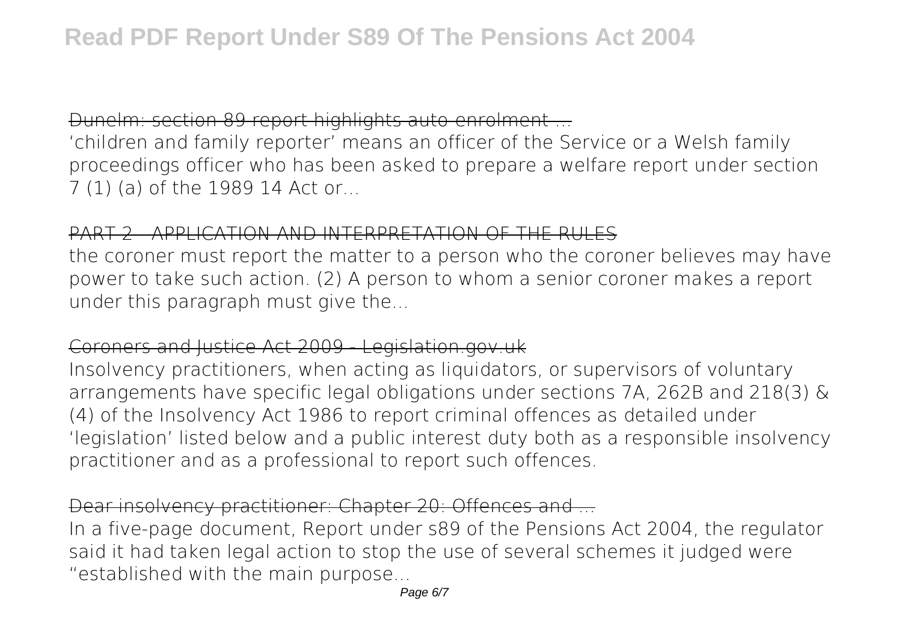Dunelm: section 89 report highlights auto-enrolment ...

'children and family reporter' means an officer of the Service or a Welsh family proceedings officer who has been asked to prepare a welfare report under section 7 (1) (a) of the 1989 14 Act or...

PART 2 - APPLICATION AND INTERPRETATION OF THE RULES

the coroner must report the matter to a person who the coroner believes may have power to take such action. (2) A person to whom a senior coroner makes a report under this paragraph must give the...

Coroners and Justice Act 2009 - Legislation.gov.uk

Insolvency practitioners, when acting as liquidators, or supervisors of voluntary arrangements have specific legal obligations under sections 7A, 262B and 218(3) & (4) of the Insolvency Act 1986 to report criminal offences as detailed under 'legislation' listed below and a public interest duty both as a responsible insolvency practitioner and as a professional to report such offences.

Dear insolvency practitioner: Chapter 20: Offences and ...

In a five-page document, Report under s89 of the Pensions Act 2004, the regulator said it had taken legal action to stop the use of several schemes it judged were "established with the main purpose...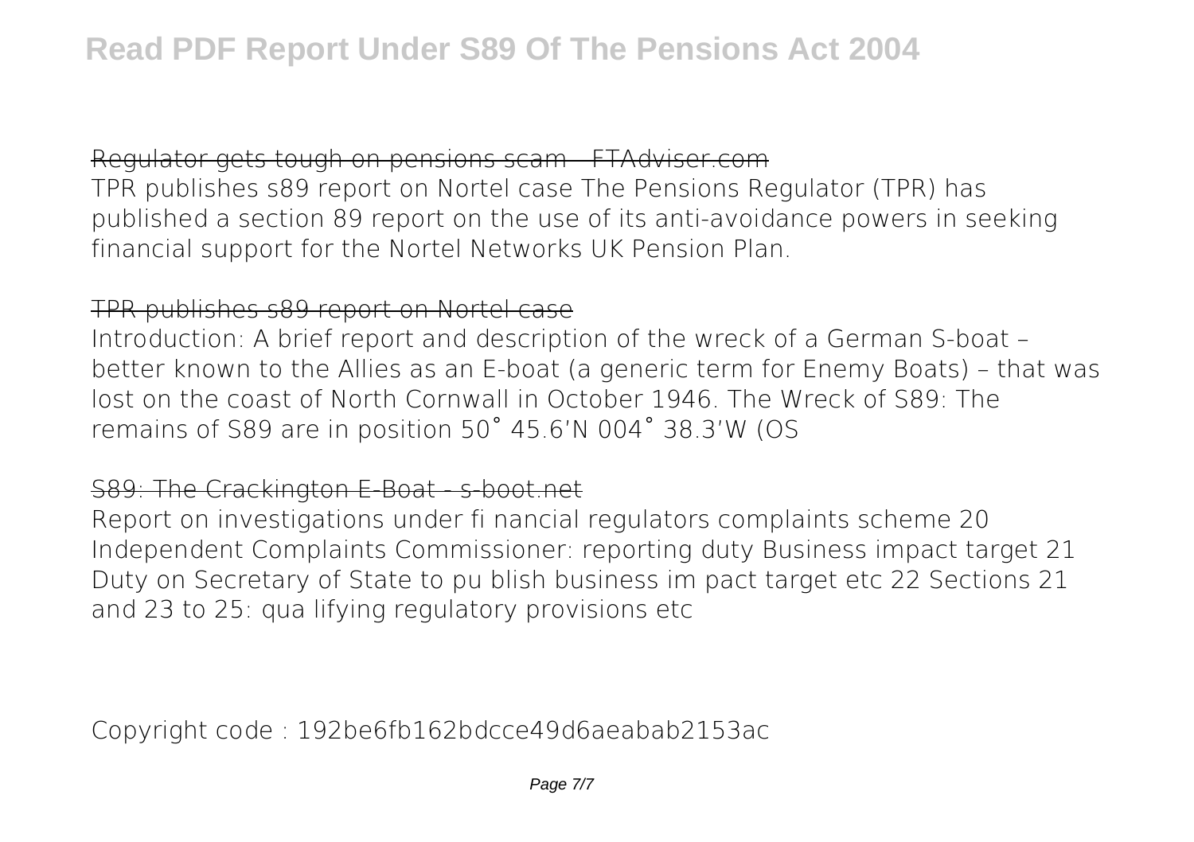Regulator gets tough on pensions scam - FTAdviser.com

TPR publishes s89 report on Nortel case The Pensions Regulator (TPR) has published a section 89 report on the use of its anti-avoidance powers in seeking financial support for the Nortel Networks UK Pension Plan.

TPR publishes s89 report on Nortel case

Introduction: A brief report and description of the wreck of a German S-boat – better known to the Allies as an E-boat (a generic term for Enemy Boats) – that was lost on the coast of North Cornwall in October 1946. The Wreck of S89: The remains of S89 are in position 50˚ 45.6′N 004˚ 38.3′W (OS

S89: The Crackington E-Boat - s-boot.net

Report on investigations under fi nancial regulators complaints scheme 20 Independent Complaints Commissioner: reporting duty Business impact target 21 Duty on Secretary of State to pu blish business im pact target etc 22 Sections 21 and 23 to 25: qua lifying regulatory provisions etc

Copyright code : 192be6fb162bdcce49d6aeabab2153ac